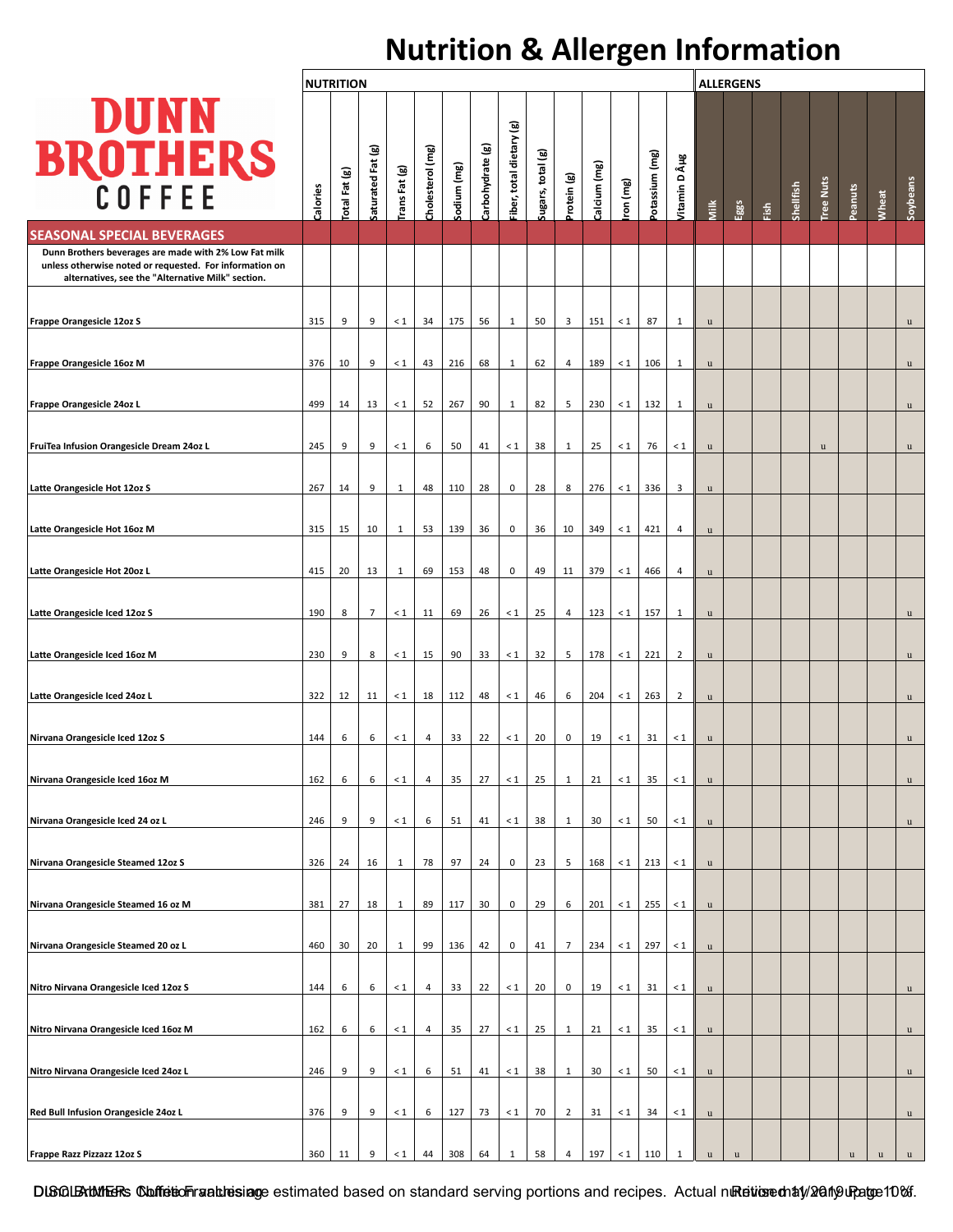# Nutrition & Allergen Information

**DUNN BROTHERS COFFEE**

| SEASONAL SPECIAL BEVERAGES | NUTRITION | | | | | | | | | | | | | | ALLERGENS | | | | | | | |
|---|---|---|---|---|---|---|---|---|---|---|---|---|---|---|---|---|---|---|---|---|---|---|
| Dunn Brothers beverages are made with 2% Low Fat milk unless otherwise noted or requested. For information on alternatives, see the "Alternative Milk" section. | Calories | Total Fat (g) | Saturated Fat (g) | Trans Fat (g) | Cholesterol (mg) | Sodium (mg) | Carbohydrate (g) | Fiber, total dietary (g) | Sugars, total (g) | Protein (g) | Calcium (mg) | Iron (mg) | Potassium (mg) | Vitamin D µg | Milk | Eggs | Fish | Shellfish | Tree Nuts | Peanuts | Wheat | Soybeans |
| Frappe Orangesicle 12oz S | 315 | 9 | 9 | < 1 | 34 | 175 | 56 | 1 | 50 | 3 | 151 | < 1 | 87 | 1 | u | | | | | | | u |
| Frappe Orangesicle 16oz M | 376 | 10 | 9 | < 1 | 43 | 216 | 68 | 1 | 62 | 4 | 189 | < 1 | 106 | 1 | u | | | | | | | u |
| Frappe Orangesicle 24oz L | 499 | 14 | 13 | < 1 | 52 | 267 | 90 | 1 | 82 | 5 | 230 | < 1 | 132 | 1 | u | | | | | | | u |
| FruiTea Infusion Orangesicle Dream 24oz L | 245 | 9 | 9 | < 1 | 6 | 50 | 41 | < 1 | 38 | 1 | 25 | < 1 | 76 | < 1 | u | | | | u | | | u |
| Latte Orangesicle Hot 12oz S | 267 | 14 | 9 | 1 | 48 | 110 | 28 | 0 | 28 | 8 | 276 | < 1 | 336 | 3 | u | | | | | | | |
| Latte Orangesicle Hot 16oz M | 315 | 15 | 10 | 1 | 53 | 139 | 36 | 0 | 36 | 10 | 349 | < 1 | 421 | 4 | u | | | | | | | |
| Latte Orangesicle Hot 20oz L | 415 | 20 | 13 | 1 | 69 | 153 | 48 | 0 | 49 | 11 | 379 | < 1 | 466 | 4 | u | | | | | | | |
| Latte Orangesicle Iced 12oz S | 190 | 8 | 7 | < 1 | 11 | 69 | 26 | < 1 | 25 | 4 | 123 | < 1 | 157 | 1 | u | | | | | | | u |
| Latte Orangesicle Iced 16oz M | 230 | 9 | 8 | < 1 | 15 | 90 | 33 | < 1 | 32 | 5 | 178 | < 1 | 221 | 2 | u | | | | | | | u |
| Latte Orangesicle Iced 24oz L | 322 | 12 | 11 | < 1 | 18 | 112 | 48 | < 1 | 46 | 6 | 204 | < 1 | 263 | 2 | u | | | | | | | u |
| Nirvana Orangesicle Iced 12oz S | 144 | 6 | 6 | < 1 | 4 | 33 | 22 | < 1 | 20 | 0 | 19 | < 1 | 31 | < 1 | u | | | | | | | u |
| Nirvana Orangesicle Iced 16oz M | 162 | 6 | 6 | < 1 | 4 | 35 | 27 | < 1 | 25 | 1 | 21 | < 1 | 35 | < 1 | u | | | | | | | u |
| Nirvana Orangesicle Iced 24 oz L | 246 | 9 | 9 | < 1 | 6 | 51 | 41 | < 1 | 38 | 1 | 30 | < 1 | 50 | < 1 | u | | | | | | | u |
| Nirvana Orangesicle Steamed 12oz S | 326 | 24 | 16 | 1 | 78 | 97 | 24 | 0 | 23 | 5 | 168 | < 1 | 213 | < 1 | u | | | | | | | |
| Nirvana Orangesicle Steamed 16 oz M | 381 | 27 | 18 | 1 | 89 | 117 | 30 | 0 | 29 | 6 | 201 | < 1 | 255 | < 1 | u | | | | | | | |
| Nirvana Orangesicle Steamed 20 oz L | 460 | 30 | 20 | 1 | 99 | 136 | 42 | 0 | 41 | 7 | 234 | < 1 | 297 | < 1 | u | | | | | | | |
| Nitro Nirvana Orangesicle Iced 12oz S | 144 | 6 | 6 | < 1 | 4 | 33 | 22 | < 1 | 20 | 0 | 19 | < 1 | 31 | < 1 | u | | | | | | | u |
| Nitro Nirvana Orangesicle Iced 16oz M | 162 | 6 | 6 | < 1 | 4 | 35 | 27 | < 1 | 25 | 1 | 21 | < 1 | 35 | < 1 | u | | | | | | | u |
| Nitro Nirvana Orangesicle Iced 24oz L | 246 | 9 | 9 | < 1 | 6 | 51 | 41 | < 1 | 38 | 1 | 30 | < 1 | 50 | < 1 | u | | | | | | | u |
| Red Bull Infusion Orangesicle 24oz L | 376 | 9 | 9 | < 1 | 6 | 127 | 73 | < 1 | 70 | 2 | 31 | < 1 | 34 | < 1 | u | | | | | | | u |
| Frappe Razz Pizzazz 12oz S | 360 | 11 | 9 | < 1 | 44 | 308 | 64 | 1 | 58 | 4 | 197 | < 1 | 110 | 1 | u | u | | | | u | u | u |

DISCLAIMER: Nutrition values are estimated based on standard serving portions and recipes. Actual nutrition may vary up to 10%.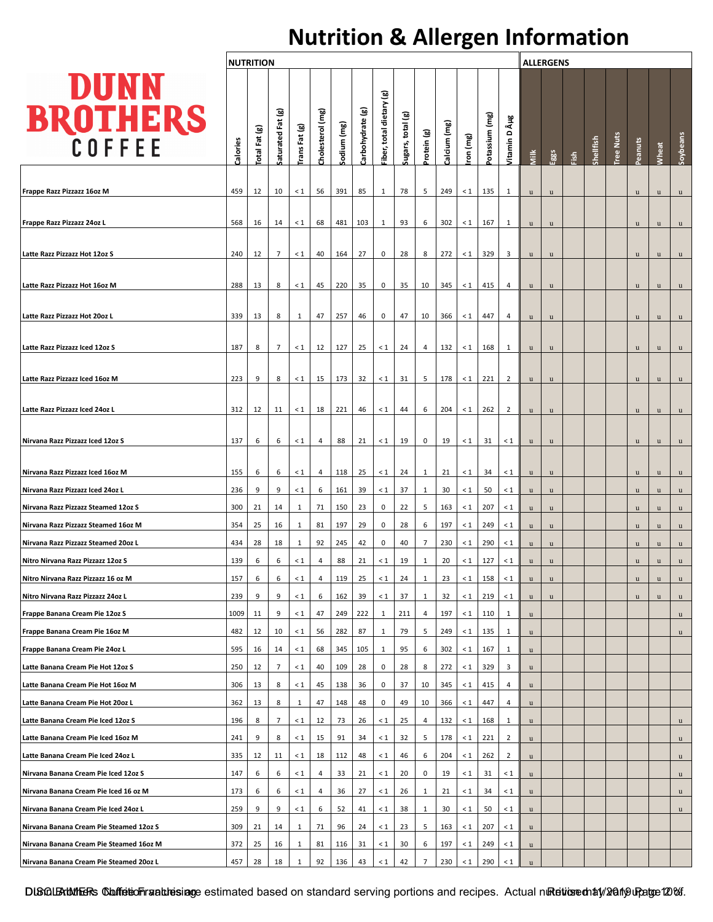# Nutrition & Allergen Information

**DUNN BROTHERS COFFEE**

| | NUTRITION | | | | | | | | | | | | | | ALLERGENS | | | | | | | |
|---|---|---|---|---|---|---|---|---|---|---|---|---|---|---|---|---|---|---|---|---|---|---|
| | Calories | Total Fat (g) | Saturated Fat (g) | Trans Fat (g) | Cholesterol (mg) | Sodium (mg) | Carbohydrate (g) | Fiber, total dietary (g) | Sugars, total (g) | Protein (g) | Calcium (mg) | Iron (mg) | Potassium (mg) | Vitamin D Âµg | Milk | Eggs | Fish | Shellfish | Tree Nuts | Peanuts | Wheat | Soybeans |
| **Frappe Razz Pizzazz 16oz M** | 459 | 12 | 10 | < 1 | 56 | 391 | 85 | 1 | 78 | 5 | 249 | < 1 | 135 | 1 | u | u | | | | u | u | u |
| **Frappe Razz Pizzazz 24oz L** | 568 | 16 | 14 | < 1 | 68 | 481 | 103 | 1 | 93 | 6 | 302 | < 1 | 167 | 1 | u | u | | | | u | u | u |
| **Latte Razz Pizzazz Hot 12oz S** | 240 | 12 | 7 | < 1 | 40 | 164 | 27 | 0 | 28 | 8 | 272 | < 1 | 329 | 3 | u | u | | | | u | u | u |
| **Latte Razz Pizzazz Hot 16oz M** | 288 | 13 | 8 | < 1 | 45 | 220 | 35 | 0 | 35 | 10 | 345 | < 1 | 415 | 4 | u | u | | | | u | u | u |
| **Latte Razz Pizzazz Hot 20oz L** | 339 | 13 | 8 | 1 | 47 | 257 | 46 | 0 | 47 | 10 | 366 | < 1 | 447 | 4 | u | u | | | | u | u | u |
| **Latte Razz Pizzazz Iced 12oz S** | 187 | 8 | 7 | < 1 | 12 | 127 | 25 | < 1 | 24 | 4 | 132 | < 1 | 168 | 1 | u | u | | | | u | u | u |
| **Latte Razz Pizzazz Iced 16oz M** | 223 | 9 | 8 | < 1 | 15 | 173 | 32 | < 1 | 31 | 5 | 178 | < 1 | 221 | 2 | u | u | | | | u | u | u |
| **Latte Razz Pizzazz Iced 24oz L** | 312 | 12 | 11 | < 1 | 18 | 221 | 46 | < 1 | 44 | 6 | 204 | < 1 | 262 | 2 | u | u | | | | u | u | u |
| **Nirvana Razz Pizzazz Iced 12oz S** | 137 | 6 | 6 | < 1 | 4 | 88 | 21 | < 1 | 19 | 0 | 19 | < 1 | 31 | < 1 | u | u | | | | u | u | u |
| **Nirvana Razz Pizzazz Iced 16oz M** | 155 | 6 | 6 | < 1 | 4 | 118 | 25 | < 1 | 24 | 1 | 21 | < 1 | 34 | < 1 | u | u | | | | u | u | u |
| **Nirvana Razz Pizzazz Iced 24oz L** | 236 | 9 | 9 | < 1 | 6 | 161 | 39 | < 1 | 37 | 1 | 30 | < 1 | 50 | < 1 | u | u | | | | u | u | u |
| **Nirvana Razz Pizzazz Steamed 12oz S** | 300 | 21 | 14 | 1 | 71 | 150 | 23 | 0 | 22 | 5 | 163 | < 1 | 207 | < 1 | u | u | | | | u | u | u |
| **Nirvana Razz Pizzazz Steamed 16oz M** | 354 | 25 | 16 | 1 | 81 | 197 | 29 | 0 | 28 | 6 | 197 | < 1 | 249 | < 1 | u | u | | | | u | u | u |
| **Nirvana Razz Pizzazz Steamed 20oz L** | 434 | 28 | 18 | 1 | 92 | 245 | 42 | 0 | 40 | 7 | 230 | < 1 | 290 | < 1 | u | u | | | | u | u | u |
| **Nitro Nirvana Razz Pizzazz 12oz S** | 139 | 6 | 6 | < 1 | 4 | 88 | 21 | < 1 | 19 | 1 | 20 | < 1 | 127 | < 1 | u | u | | | | u | u | u |
| **Nitro Nirvana Razz Pizzazz 16 oz M** | 157 | 6 | 6 | < 1 | 4 | 119 | 25 | < 1 | 24 | 1 | 23 | < 1 | 158 | < 1 | u | u | | | | u | u | u |
| **Nitro Nirvana Razz Pizzazz 24oz L** | 239 | 9 | 9 | < 1 | 6 | 162 | 39 | < 1 | 37 | 1 | 32 | < 1 | 219 | < 1 | u | u | | | | u | u | u |
| **Frappe Banana Cream Pie 12oz S** | 1009 | 11 | 9 | < 1 | 47 | 249 | 222 | 1 | 211 | 4 | 197 | < 1 | 110 | 1 | u | | | | | | | u |
| **Frappe Banana Cream Pie 16oz M** | 482 | 12 | 10 | < 1 | 56 | 282 | 87 | 1 | 79 | 5 | 249 | < 1 | 135 | 1 | u | | | | | | | u |
| **Frappe Banana Cream Pie 24oz L** | 595 | 16 | 14 | < 1 | 68 | 345 | 105 | 1 | 95 | 6 | 302 | < 1 | 167 | 1 | u | | | | | | | |
| **Latte Banana Cream Pie Hot 12oz S** | 250 | 12 | 7 | < 1 | 40 | 109 | 28 | 0 | 28 | 8 | 272 | < 1 | 329 | 3 | u | | | | | | | |
| **Latte Banana Cream Pie Hot 16oz M** | 306 | 13 | 8 | < 1 | 45 | 138 | 36 | 0 | 37 | 10 | 345 | < 1 | 415 | 4 | u | | | | | | | |
| **Latte Banana Cream Pie Hot 20oz L** | 362 | 13 | 8 | 1 | 47 | 148 | 48 | 0 | 49 | 10 | 366 | < 1 | 447 | 4 | u | | | | | | | |
| **Latte Banana Cream Pie Iced 12oz S** | 196 | 8 | 7 | < 1 | 12 | 73 | 26 | < 1 | 25 | 4 | 132 | < 1 | 168 | 1 | u | | | | | | | u |
| **Latte Banana Cream Pie Iced 16oz M** | 241 | 9 | 8 | < 1 | 15 | 91 | 34 | < 1 | 32 | 5 | 178 | < 1 | 221 | 2 | u | | | | | | | u |
| **Latte Banana Cream Pie Iced 24oz L** | 335 | 12 | 11 | < 1 | 18 | 112 | 48 | < 1 | 46 | 6 | 204 | < 1 | 262 | 2 | u | | | | | | | u |
| **Nirvana Banana Cream Pie Iced 12oz S** | 147 | 6 | 6 | < 1 | 4 | 33 | 21 | < 1 | 20 | 0 | 19 | < 1 | 31 | < 1 | u | | | | | | | u |
| **Nirvana Banana Cream Pie Iced 16 oz M** | 173 | 6 | 6 | < 1 | 4 | 36 | 27 | < 1 | 26 | 1 | 21 | < 1 | 34 | < 1 | u | | | | | | | u |
| **Nirvana Banana Cream Pie Iced 24oz L** | 259 | 9 | 9 | < 1 | 6 | 52 | 41 | < 1 | 38 | 1 | 30 | < 1 | 50 | < 1 | u | | | | | | | u |
| **Nirvana Banana Cream Pie Steamed 12oz S** | 309 | 21 | 14 | 1 | 71 | 96 | 24 | < 1 | 23 | 5 | 163 | < 1 | 207 | < 1 | u | | | | | | | |
| **Nirvana Banana Cream Pie Steamed 16oz M** | 372 | 25 | 16 | 1 | 81 | 116 | 31 | < 1 | 30 | 6 | 197 | < 1 | 249 | < 1 | u | | | | | | | |
| **Nirvana Banana Cream Pie Steamed 20oz L** | 457 | 28 | 18 | 1 | 92 | 136 | 43 | < 1 | 42 | 7 | 230 | < 1 | 290 | < 1 | u | | | | | | | |

DISCLAIMER: Nutrition values are estimated based on standard serving portions and recipes. Actual nutrition may vary by up to 20%.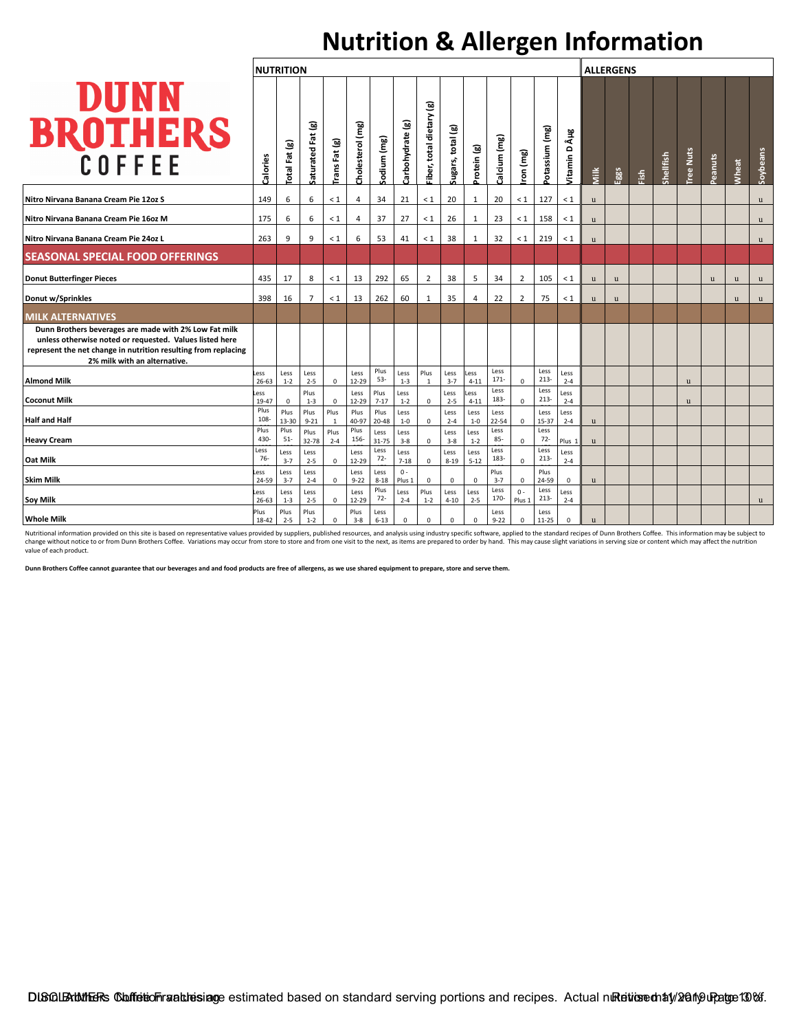# Nutrition & Allergen Information

**DUNN BROTHERS COFFEE**

| | NUTRITION | | | | | | | | | | | | | | ALLERGENS | | | | | | | |
|---|---|---|---|---|---|---|---|---|---|---|---|---|---|---|---|---|---|---|---|---|---|---|
| | Calories | Total Fat (g) | Saturated Fat (g) | Trans Fat (g) | Cholesterol (mg) | Sodium (mg) | Carbohydrate (g) | Fiber, total dietary (g) | Sugars, total (g) | Protein (g) | Calcium (mg) | Iron (mg) | Potassium (mg) | Vitamin D Âµg | Milk | Eggs | Fish | Shellfish | Tree Nuts | Peanuts | Wheat | Soybeans |
| **Nitro Nirvana Banana Cream Pie 12oz S** | 149 | 6 | 6 | < 1 | 4 | 34 | 21 | < 1 | 20 | 1 | 20 | < 1 | 127 | < 1 | u | | | | | | | u |
| **Nitro Nirvana Banana Cream Pie 16oz M** | 175 | 6 | 6 | < 1 | 4 | 37 | 27 | < 1 | 26 | 1 | 23 | < 1 | 158 | < 1 | u | | | | | | | u |
| **Nitro Nirvana Banana Cream Pie 24oz L** | 263 | 9 | 9 | < 1 | 6 | 53 | 41 | < 1 | 38 | 1 | 32 | < 1 | 219 | < 1 | u | | | | | | | u |
| **SEASONAL SPECIAL FOOD OFFERINGS** | | | | | | | | | | | | | | | | | | | | | | |
| **Donut Butterfinger Pieces** | 435 | 17 | 8 | < 1 | 13 | 292 | 65 | 2 | 38 | 5 | 34 | 2 | 105 | < 1 | u | u | | | | u | u | u |
| **Donut w/Sprinkles** | 398 | 16 | 7 | < 1 | 13 | 262 | 60 | 1 | 35 | 4 | 22 | 2 | 75 | < 1 | u | u | | | | | u | u |
| **MILK ALTERNATIVES** | | | | | | | | | | | | | | | | | | | | | | |
| **Dunn Brothers beverages are made with 2% Low Fat milk unless otherwise noted or requested. Values listed here represent the net change in nutrition resulting from replacing 2% milk with an alternative.** | | | | | | | | | | | | | | | | | | | | | | |
| **Almond Milk** | Less 26-63 | Less 1-2 | Less 2-5 | 0 | Less 12-29 | Plus 53- | Less 1-3 | Plus 1 | Less 3-7 | Less 4-11 | Less 171- | 0 | Less 213- | Less 2-4 | | | | | u | | | |
| **Coconut Milk** | Less 19-47 | 0 | Plus 1-3 | 0 | Less 12-29 | Plus 7-17 | Less 1-2 | 0 | Less 2-5 | Less 4-11 | Less 183- | 0 | Less 213- | Less 2-4 | | | | | u | | | |
| **Half and Half** | Plus 108- | Plus 13-30 | Plus 9-21 | Plus 1 | Plus 40-97 | Plus 20-48 | Less 1-0 | 0 | Less 2-4 | Less 1-0 | Less 22-54 | 0 | Less 15-37 | Less 2-4 | u | | | | | | | |
| **Heavy Cream** | Plus 430- | Plus 51- | Plus 32-78 | Plus 2-4 | Plus 156- | Less 31-75 | Less 3-8 | 0 | Less 3-8 | Less 1-2 | Less 85- | 0 | Less 72- | Plus 1 | u | | | | | | | |
| **Oat Milk** | Less 76- | Less 3-7 | Less 2-5 | 0 | Less 12-29 | Less 72- | Less 7-18 | 0 | Less 8-19 | Less 5-12 | Less 183- | 0 | Less 213- | Less 2-4 | | | | | | | | |
| **Skim Milk** | Less 24-59 | Less 3-7 | Less 2-4 | 0 | Less 9-22 | Less 8-18 | 0 - Plus 1 | 0 | 0 | 0 | Plus 3-7 | 0 | Plus 24-59 | 0 | u | | | | | | | |
| **Soy Milk** | Less 26-63 | Less 1-3 | Less 2-5 | 0 | Less 12-29 | Plus 72- | Less 2-4 | Plus 1-2 | Less 4-10 | Less 2-5 | Less 170- | 0 - Plus 1 | Less 213- | Less 2-4 | | | | | | | | u |
| **Whole Milk** | Plus 18-42 | Plus 2-5 | Plus 1-2 | 0 | Plus 3-8 | Less 6-13 | 0 | 0 | 0 | 0 | Less 9-22 | 0 | Less 11-25 | 0 | u | | | | | | | |

Nutritional information provided on this site is based on representative values provided by suppliers, published resources, and analysis using industry specific software, applied to the standard recipes of Dunn Brothers Coffee. This information may be subject to change without notice to or from Dunn Brothers Coffee. Variations may occur from store to store and from one visit to the next, as items are prepared to order by hand. This may cause slight variations in serving size or content which may affect the nutrition value of each product.

**Dunn Brothers Coffee cannot guarantee that our beverages and and food products are free of allergens, as we use shared equipment to prepare, store and serve them.**